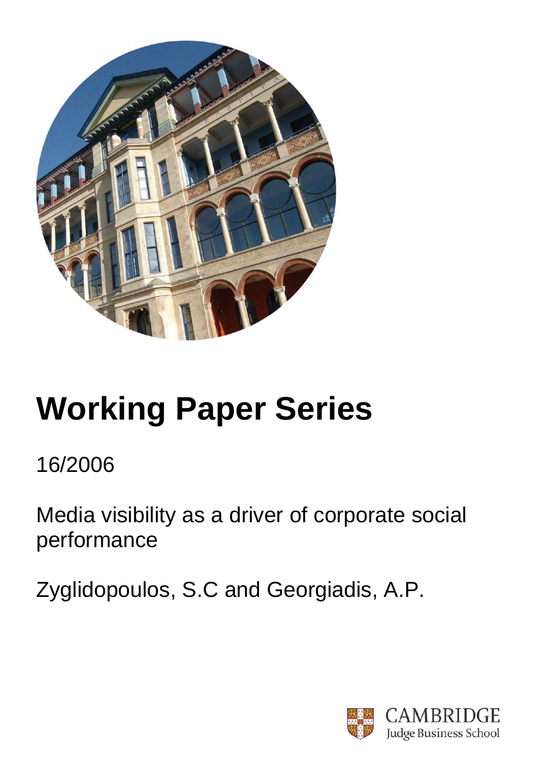# Working Paper Series

16/2006

Media visibility as a driver of corporate social performance

Zyglidopoulos, S.C and Georgiadis, A.P.

CAMBRIDGE
Judge Business School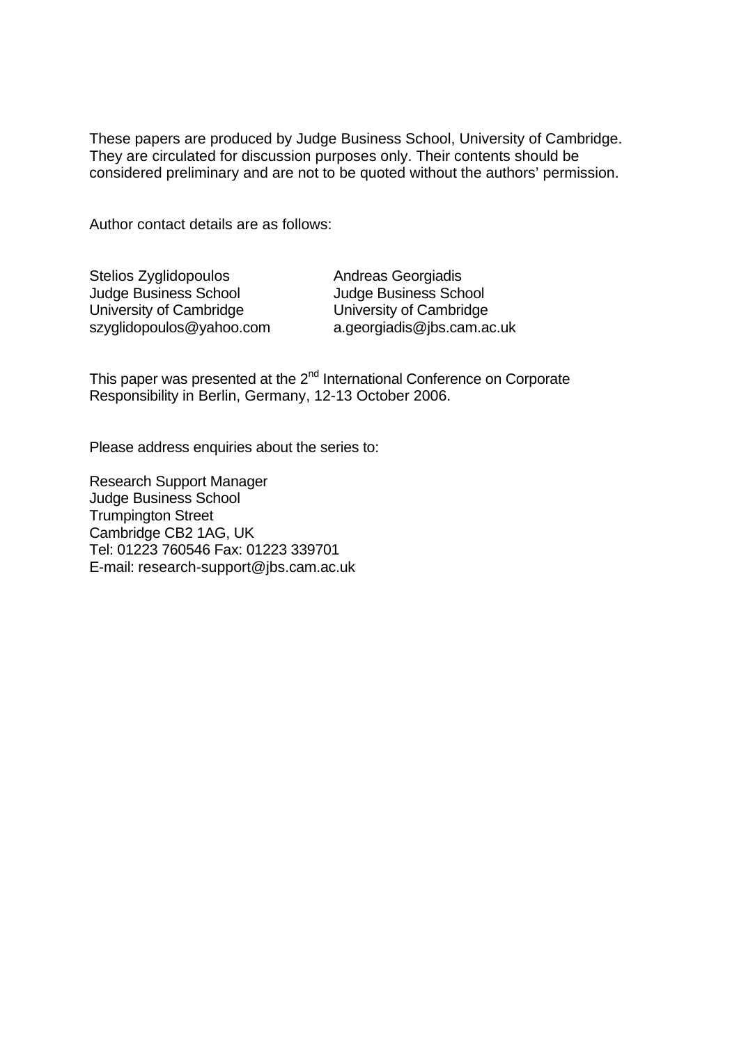These papers are produced by Judge Business School, University of Cambridge. They are circulated for discussion purposes only. Their contents should be considered preliminary and are not to be quoted without the authors' permission.

Author contact details are as follows:

Stelios Zyglidopoulos  
Judge Business School  
University of Cambridge  
szyglidopoulos@yahoo.com

Andreas Georgiadis  
Judge Business School  
University of Cambridge  
a.georgiadis@jbs.cam.ac.uk

This paper was presented at the 2nd International Conference on Corporate Responsibility in Berlin, Germany, 12-13 October 2006.

Please address enquiries about the series to:

Research Support Manager  
Judge Business School  
Trumpington Street  
Cambridge CB2 1AG, UK  
Tel: 01223 760546 Fax: 01223 339701  
E-mail: research-support@jbs.cam.ac.uk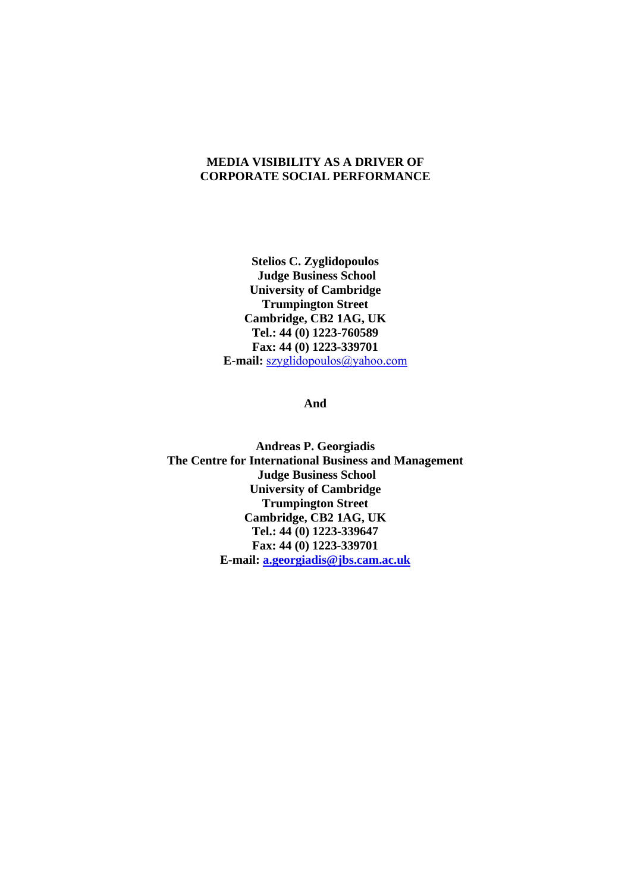# MEDIA VISIBILITY AS A DRIVER OF CORPORATE SOCIAL PERFORMANCE

**Stelios C. Zyglidopoulos**
**Judge Business School**
**University of Cambridge**
**Trumpington Street**
**Cambridge, CB2 1AG, UK**
**Tel.: 44 (0) 1223-760589**
**Fax: 44 (0) 1223-339701**
**E-mail:** szyglidopoulos@yahoo.com

**And**

**Andreas P. Georgiadis**
**The Centre for International Business and Management**
**Judge Business School**
**University of Cambridge**
**Trumpington Street**
**Cambridge, CB2 1AG, UK**
**Tel.: 44 (0) 1223-339647**
**Fax: 44 (0) 1223-339701**
**E-mail: a.georgiadis@jbs.cam.ac.uk**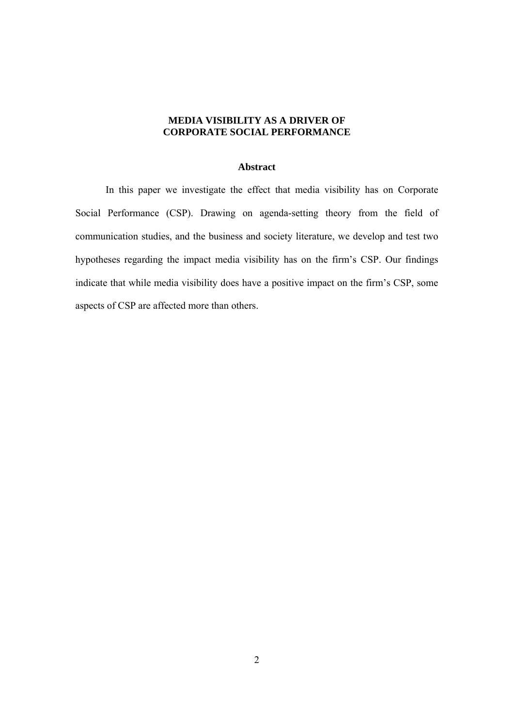# MEDIA VISIBILITY AS A DRIVER OF CORPORATE SOCIAL PERFORMANCE

## Abstract

In this paper we investigate the effect that media visibility has on Corporate Social Performance (CSP). Drawing on agenda-setting theory from the field of communication studies, and the business and society literature, we develop and test two hypotheses regarding the impact media visibility has on the firm's CSP. Our findings indicate that while media visibility does have a positive impact on the firm's CSP, some aspects of CSP are affected more than others.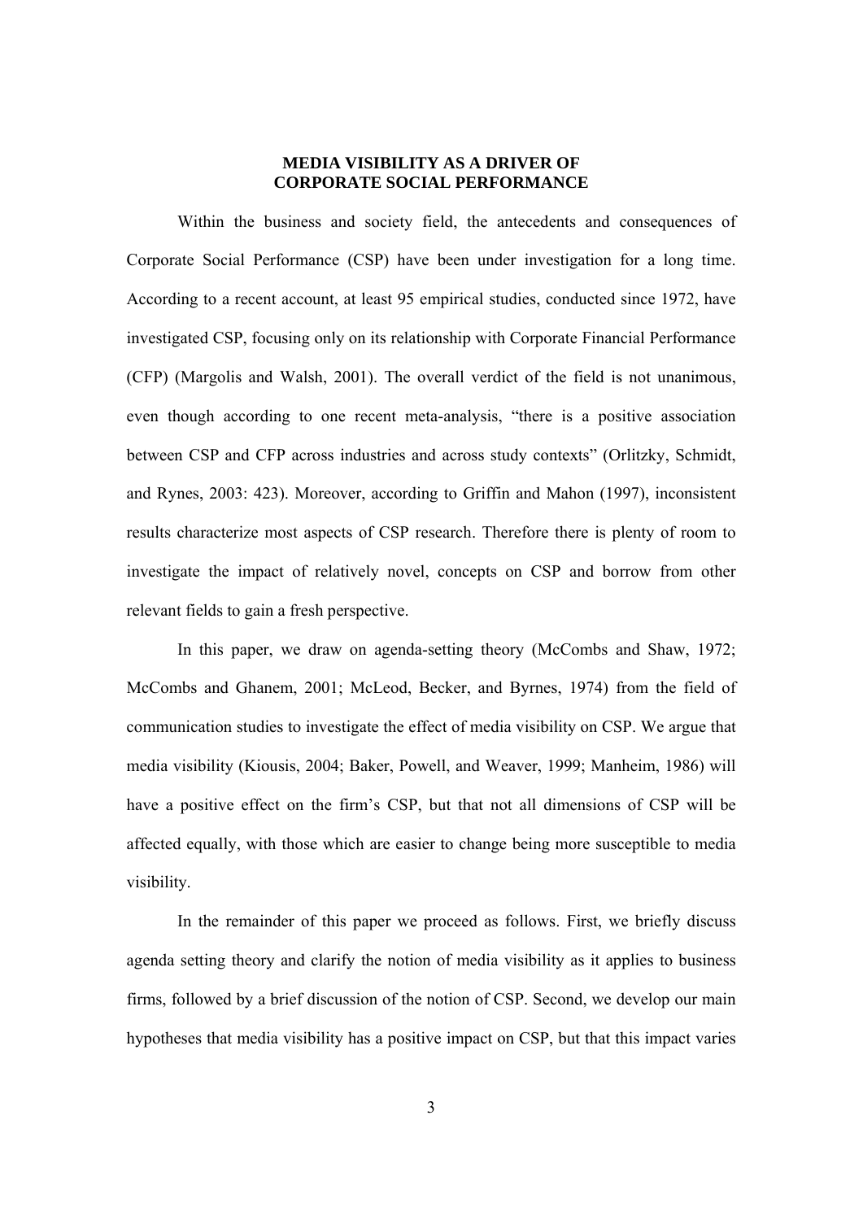# MEDIA VISIBILITY AS A DRIVER OF CORPORATE SOCIAL PERFORMANCE

Within the business and society field, the antecedents and consequences of Corporate Social Performance (CSP) have been under investigation for a long time. According to a recent account, at least 95 empirical studies, conducted since 1972, have investigated CSP, focusing only on its relationship with Corporate Financial Performance (CFP) (Margolis and Walsh, 2001). The overall verdict of the field is not unanimous, even though according to one recent meta-analysis, "there is a positive association between CSP and CFP across industries and across study contexts" (Orlitzky, Schmidt, and Rynes, 2003: 423). Moreover, according to Griffin and Mahon (1997), inconsistent results characterize most aspects of CSP research. Therefore there is plenty of room to investigate the impact of relatively novel, concepts on CSP and borrow from other relevant fields to gain a fresh perspective.

In this paper, we draw on agenda-setting theory (McCombs and Shaw, 1972; McCombs and Ghanem, 2001; McLeod, Becker, and Byrnes, 1974) from the field of communication studies to investigate the effect of media visibility on CSP. We argue that media visibility (Kiousis, 2004; Baker, Powell, and Weaver, 1999; Manheim, 1986) will have a positive effect on the firm's CSP, but that not all dimensions of CSP will be affected equally, with those which are easier to change being more susceptible to media visibility.

In the remainder of this paper we proceed as follows. First, we briefly discuss agenda setting theory and clarify the notion of media visibility as it applies to business firms, followed by a brief discussion of the notion of CSP. Second, we develop our main hypotheses that media visibility has a positive impact on CSP, but that this impact varies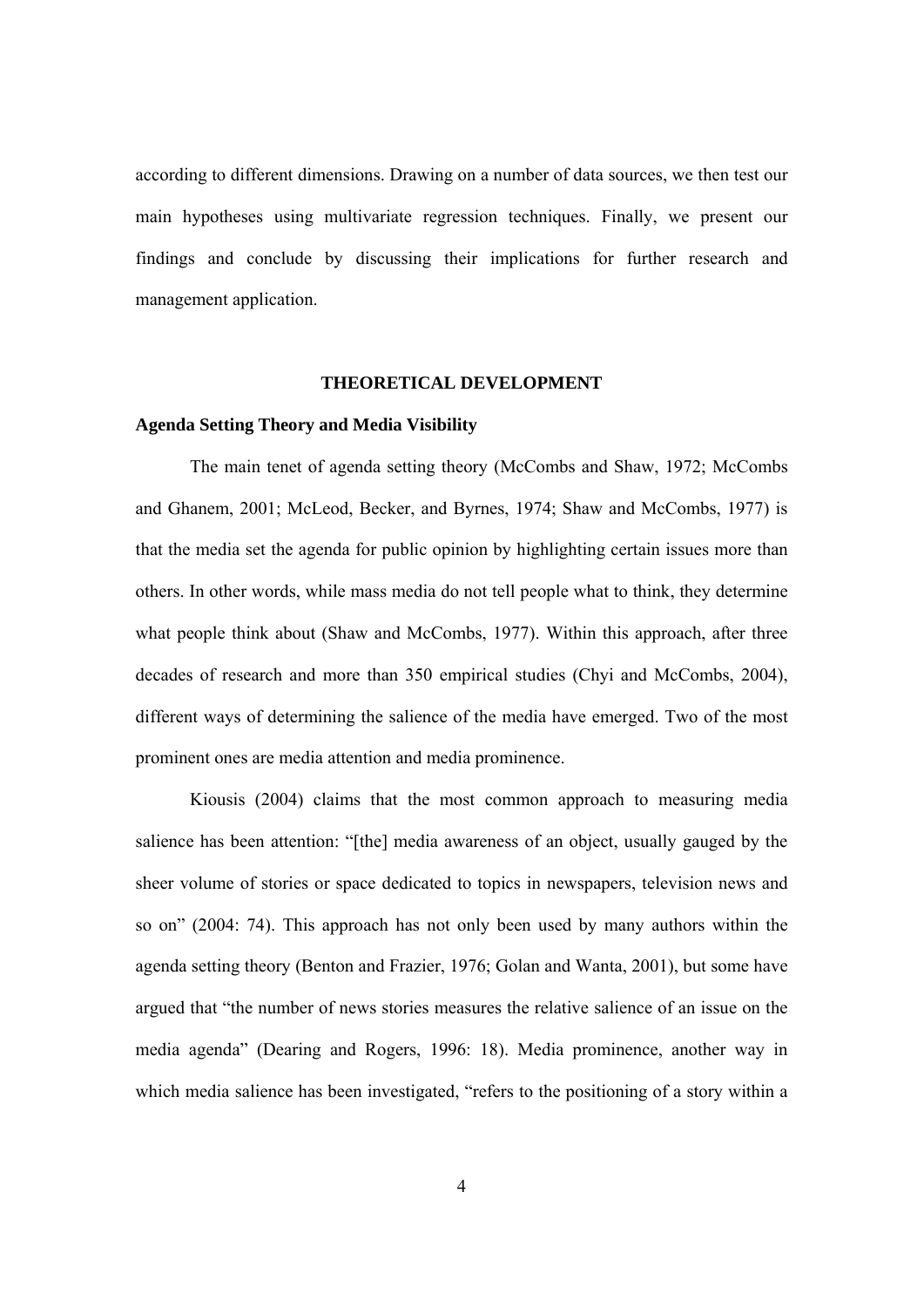according to different dimensions. Drawing on a number of data sources, we then test our main hypotheses using multivariate regression techniques. Finally, we present our findings and conclude by discussing their implications for further research and management application.

## THEORETICAL DEVELOPMENT

### Agenda Setting Theory and Media Visibility

The main tenet of agenda setting theory (McCombs and Shaw, 1972; McCombs and Ghanem, 2001; McLeod, Becker, and Byrnes, 1974; Shaw and McCombs, 1977) is that the media set the agenda for public opinion by highlighting certain issues more than others. In other words, while mass media do not tell people what to think, they determine what people think about (Shaw and McCombs, 1977). Within this approach, after three decades of research and more than 350 empirical studies (Chyi and McCombs, 2004), different ways of determining the salience of the media have emerged. Two of the most prominent ones are media attention and media prominence.

Kiousis (2004) claims that the most common approach to measuring media salience has been attention: "[the] media awareness of an object, usually gauged by the sheer volume of stories or space dedicated to topics in newspapers, television news and so on" (2004: 74). This approach has not only been used by many authors within the agenda setting theory (Benton and Frazier, 1976; Golan and Wanta, 2001), but some have argued that "the number of news stories measures the relative salience of an issue on the media agenda" (Dearing and Rogers, 1996: 18). Media prominence, another way in which media salience has been investigated, "refers to the positioning of a story within a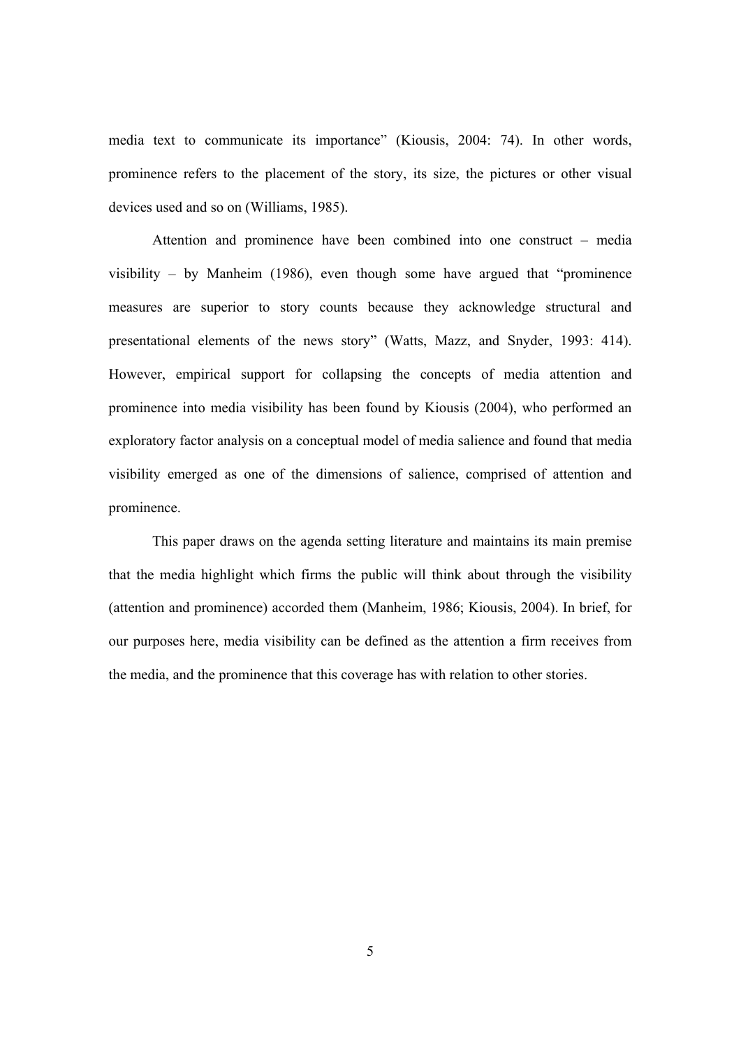media text to communicate its importance" (Kiousis, 2004: 74). In other words, prominence refers to the placement of the story, its size, the pictures or other visual devices used and so on (Williams, 1985).

Attention and prominence have been combined into one construct – media visibility – by Manheim (1986), even though some have argued that "prominence measures are superior to story counts because they acknowledge structural and presentational elements of the news story" (Watts, Mazz, and Snyder, 1993: 414). However, empirical support for collapsing the concepts of media attention and prominence into media visibility has been found by Kiousis (2004), who performed an exploratory factor analysis on a conceptual model of media salience and found that media visibility emerged as one of the dimensions of salience, comprised of attention and prominence.

This paper draws on the agenda setting literature and maintains its main premise that the media highlight which firms the public will think about through the visibility (attention and prominence) accorded them (Manheim, 1986; Kiousis, 2004). In brief, for our purposes here, media visibility can be defined as the attention a firm receives from the media, and the prominence that this coverage has with relation to other stories.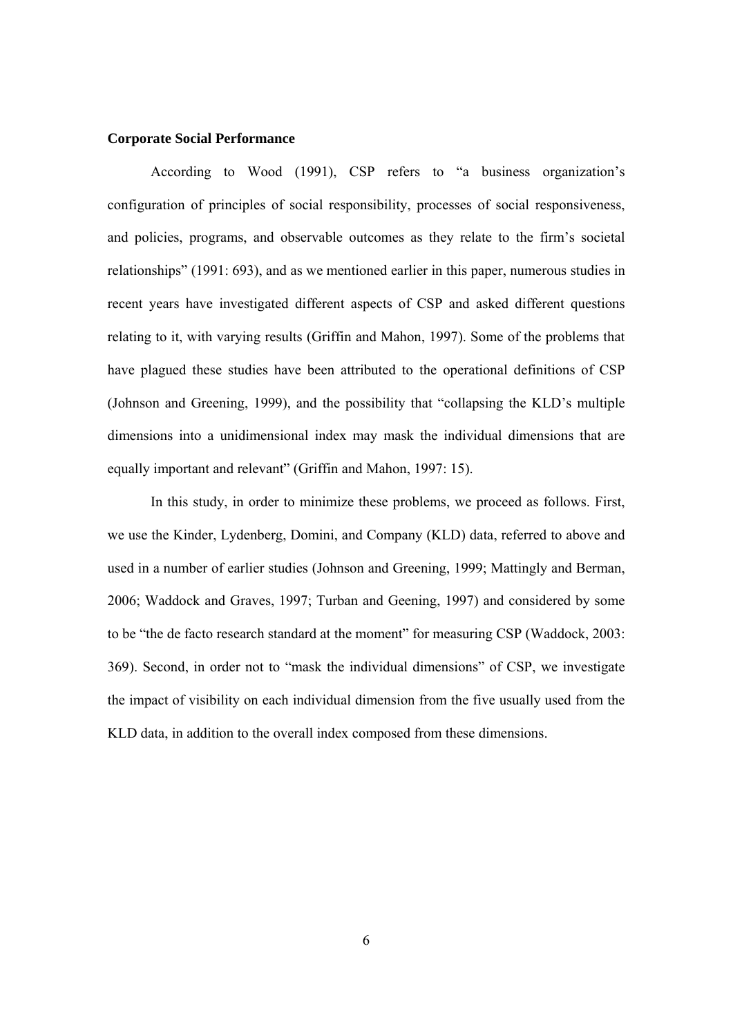**Corporate Social Performance**

According to Wood (1991), CSP refers to "a business organization's configuration of principles of social responsibility, processes of social responsiveness, and policies, programs, and observable outcomes as they relate to the firm's societal relationships" (1991: 693), and as we mentioned earlier in this paper, numerous studies in recent years have investigated different aspects of CSP and asked different questions relating to it, with varying results (Griffin and Mahon, 1997). Some of the problems that have plagued these studies have been attributed to the operational definitions of CSP (Johnson and Greening, 1999), and the possibility that "collapsing the KLD's multiple dimensions into a unidimensional index may mask the individual dimensions that are equally important and relevant" (Griffin and Mahon, 1997: 15).

In this study, in order to minimize these problems, we proceed as follows. First, we use the Kinder, Lydenberg, Domini, and Company (KLD) data, referred to above and used in a number of earlier studies (Johnson and Greening, 1999; Mattingly and Berman, 2006; Waddock and Graves, 1997; Turban and Geening, 1997) and considered by some to be "the de facto research standard at the moment" for measuring CSP (Waddock, 2003: 369). Second, in order not to "mask the individual dimensions" of CSP, we investigate the impact of visibility on each individual dimension from the five usually used from the KLD data, in addition to the overall index composed from these dimensions.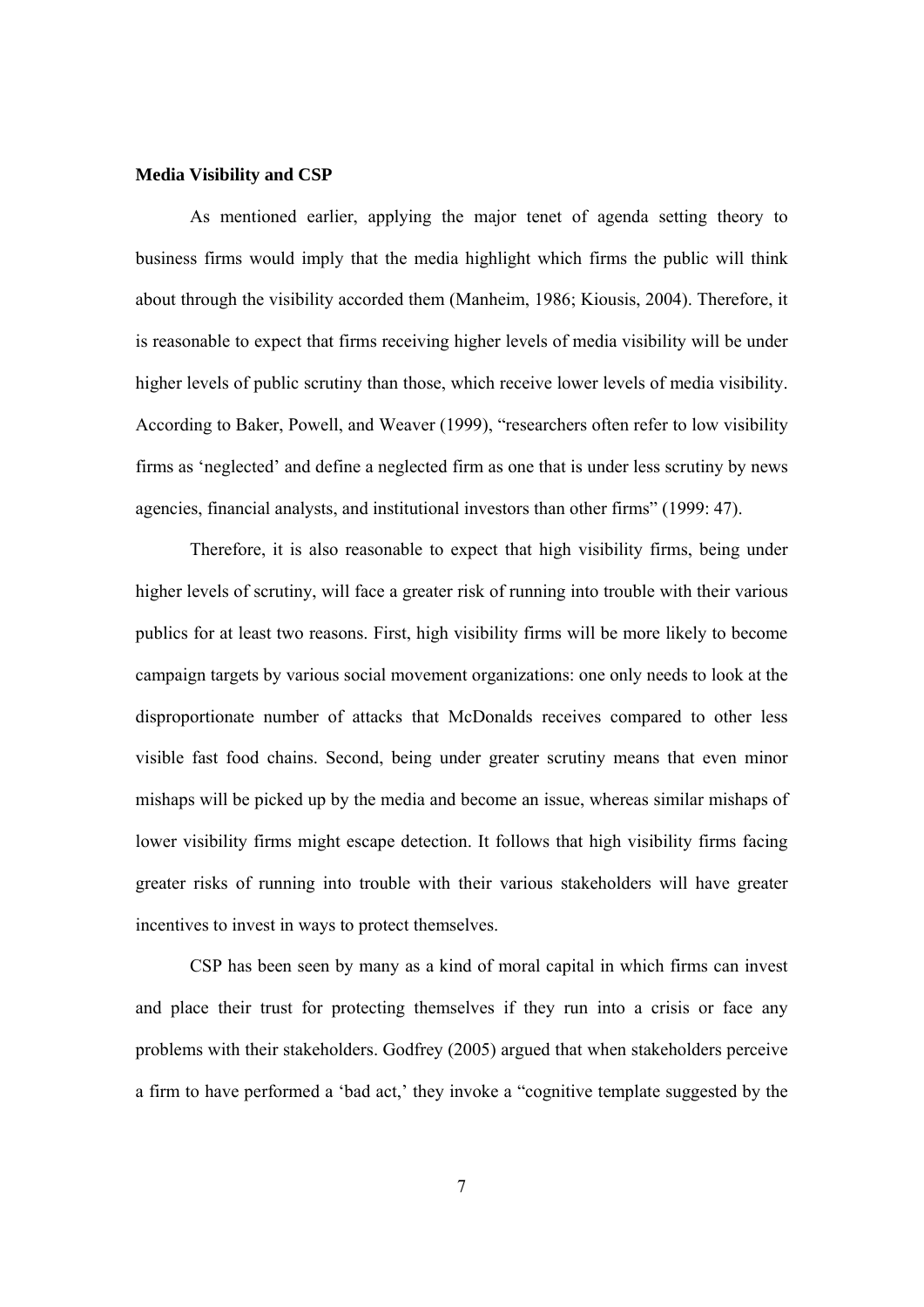**Media Visibility and CSP**

As mentioned earlier, applying the major tenet of agenda setting theory to business firms would imply that the media highlight which firms the public will think about through the visibility accorded them (Manheim, 1986; Kiousis, 2004). Therefore, it is reasonable to expect that firms receiving higher levels of media visibility will be under higher levels of public scrutiny than those, which receive lower levels of media visibility. According to Baker, Powell, and Weaver (1999), "researchers often refer to low visibility firms as 'neglected' and define a neglected firm as one that is under less scrutiny by news agencies, financial analysts, and institutional investors than other firms" (1999: 47).

Therefore, it is also reasonable to expect that high visibility firms, being under higher levels of scrutiny, will face a greater risk of running into trouble with their various publics for at least two reasons. First, high visibility firms will be more likely to become campaign targets by various social movement organizations: one only needs to look at the disproportionate number of attacks that McDonalds receives compared to other less visible fast food chains. Second, being under greater scrutiny means that even minor mishaps will be picked up by the media and become an issue, whereas similar mishaps of lower visibility firms might escape detection. It follows that high visibility firms facing greater risks of running into trouble with their various stakeholders will have greater incentives to invest in ways to protect themselves.

CSP has been seen by many as a kind of moral capital in which firms can invest and place their trust for protecting themselves if they run into a crisis or face any problems with their stakeholders. Godfrey (2005) argued that when stakeholders perceive a firm to have performed a 'bad act,' they invoke a "cognitive template suggested by the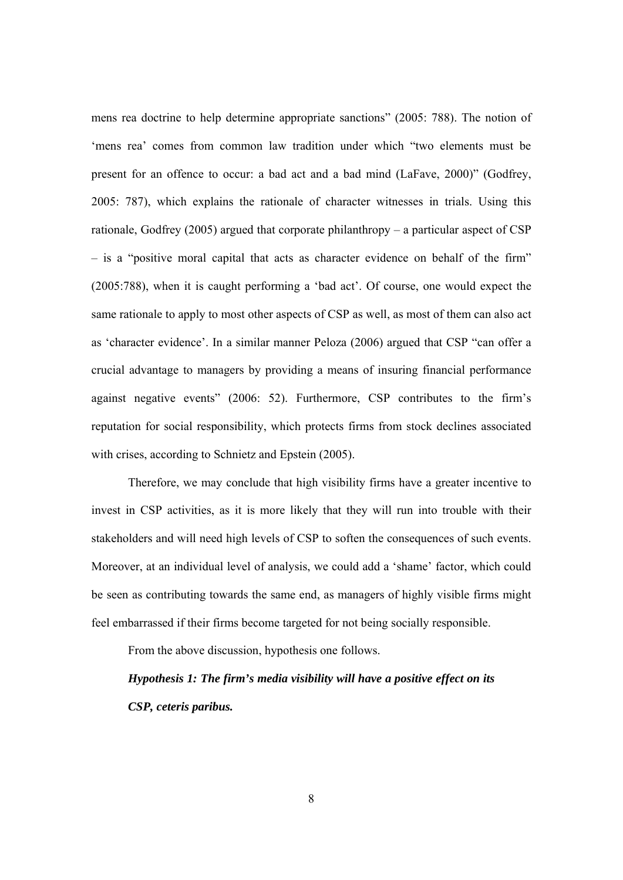mens rea doctrine to help determine appropriate sanctions" (2005: 788). The notion of 'mens rea' comes from common law tradition under which "two elements must be present for an offence to occur: a bad act and a bad mind (LaFave, 2000)" (Godfrey, 2005: 787), which explains the rationale of character witnesses in trials. Using this rationale, Godfrey (2005) argued that corporate philanthropy – a particular aspect of CSP – is a "positive moral capital that acts as character evidence on behalf of the firm" (2005:788), when it is caught performing a 'bad act'. Of course, one would expect the same rationale to apply to most other aspects of CSP as well, as most of them can also act as 'character evidence'. In a similar manner Peloza (2006) argued that CSP "can offer a crucial advantage to managers by providing a means of insuring financial performance against negative events" (2006: 52). Furthermore, CSP contributes to the firm's reputation for social responsibility, which protects firms from stock declines associated with crises, according to Schnietz and Epstein (2005).

Therefore, we may conclude that high visibility firms have a greater incentive to invest in CSP activities, as it is more likely that they will run into trouble with their stakeholders and will need high levels of CSP to soften the consequences of such events. Moreover, at an individual level of analysis, we could add a 'shame' factor, which could be seen as contributing towards the same end, as managers of highly visible firms might feel embarrassed if their firms become targeted for not being socially responsible.

From the above discussion, hypothesis one follows.

***Hypothesis 1: The firm's media visibility will have a positive effect on its CSP, ceteris paribus.***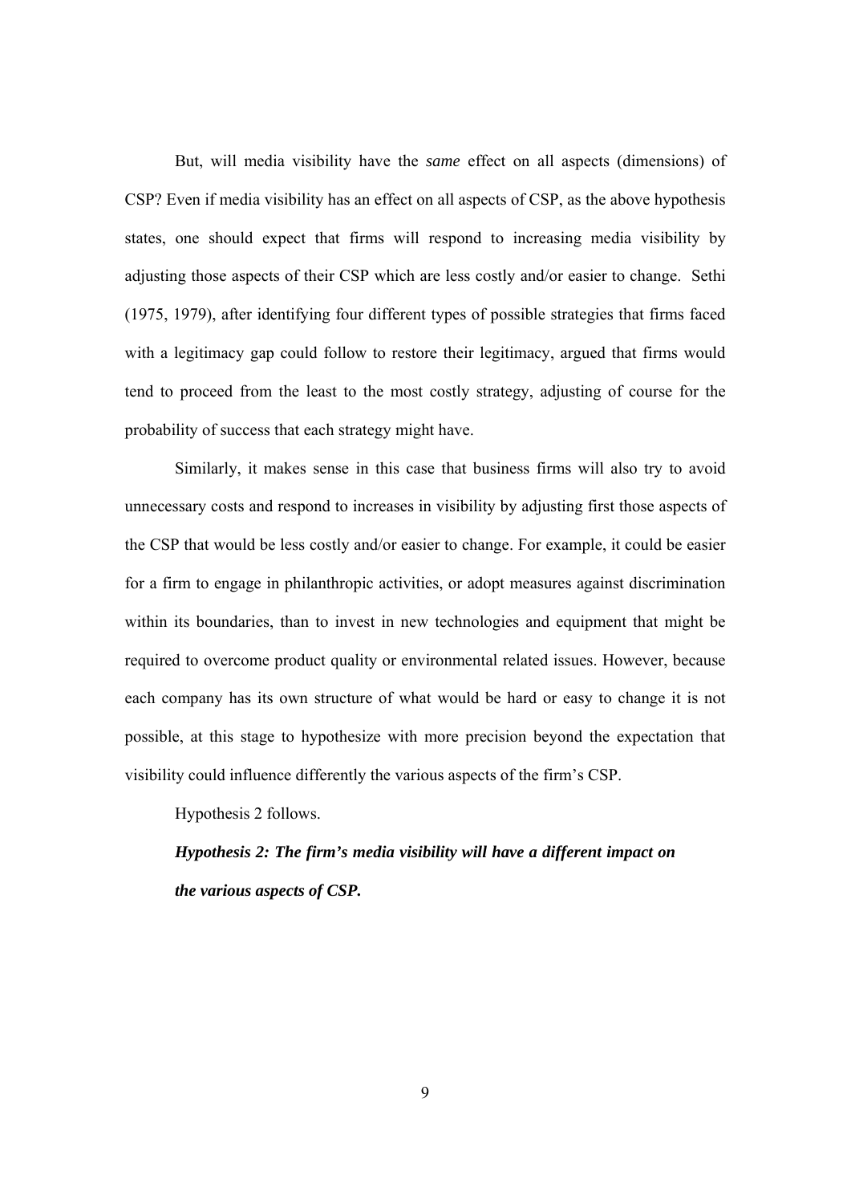But, will media visibility have the *same* effect on all aspects (dimensions) of CSP? Even if media visibility has an effect on all aspects of CSP, as the above hypothesis states, one should expect that firms will respond to increasing media visibility by adjusting those aspects of their CSP which are less costly and/or easier to change. Sethi (1975, 1979), after identifying four different types of possible strategies that firms faced with a legitimacy gap could follow to restore their legitimacy, argued that firms would tend to proceed from the least to the most costly strategy, adjusting of course for the probability of success that each strategy might have.

Similarly, it makes sense in this case that business firms will also try to avoid unnecessary costs and respond to increases in visibility by adjusting first those aspects of the CSP that would be less costly and/or easier to change. For example, it could be easier for a firm to engage in philanthropic activities, or adopt measures against discrimination within its boundaries, than to invest in new technologies and equipment that might be required to overcome product quality or environmental related issues. However, because each company has its own structure of what would be hard or easy to change it is not possible, at this stage to hypothesize with more precision beyond the expectation that visibility could influence differently the various aspects of the firm's CSP.

Hypothesis 2 follows.

***Hypothesis 2: The firm's media visibility will have a different impact on the various aspects of CSP.***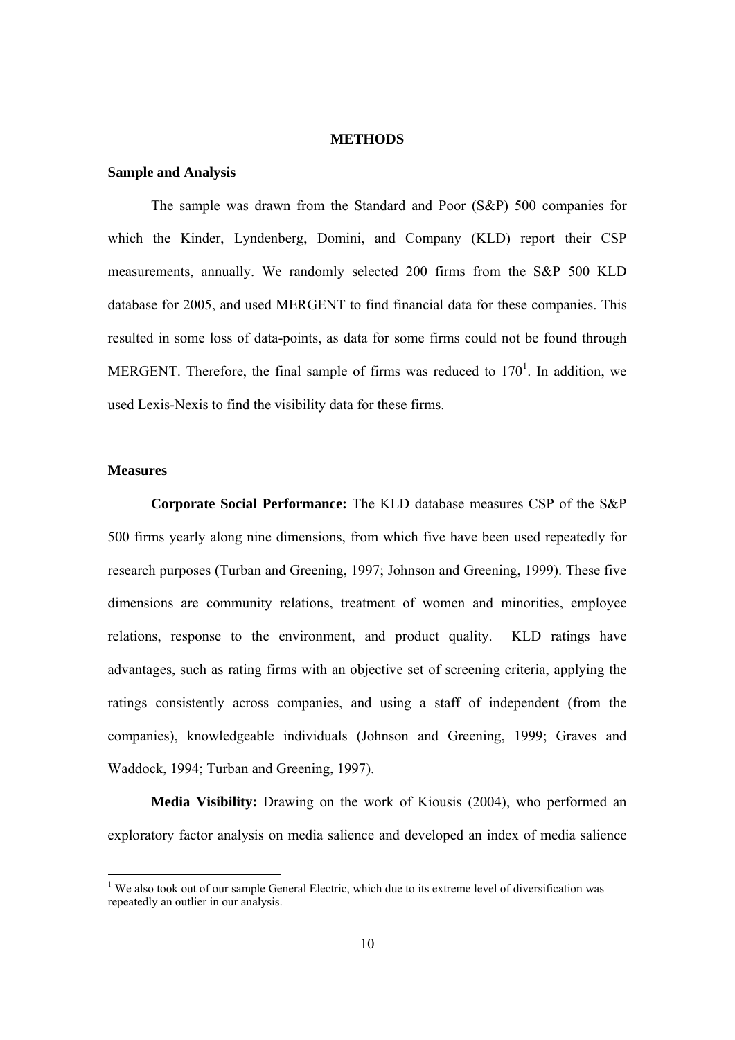## METHODS

### Sample and Analysis

The sample was drawn from the Standard and Poor (S&P) 500 companies for which the Kinder, Lyndenberg, Domini, and Company (KLD) report their CSP measurements, annually. We randomly selected 200 firms from the S&P 500 KLD database for 2005, and used MERGENT to find financial data for these companies. This resulted in some loss of data-points, as data for some firms could not be found through MERGENT. Therefore, the final sample of firms was reduced to 170[1]. In addition, we used Lexis-Nexis to find the visibility data for these firms.

### Measures

**Corporate Social Performance:** The KLD database measures CSP of the S&P 500 firms yearly along nine dimensions, from which five have been used repeatedly for research purposes (Turban and Greening, 1997; Johnson and Greening, 1999). These five dimensions are community relations, treatment of women and minorities, employee relations, response to the environment, and product quality. KLD ratings have advantages, such as rating firms with an objective set of screening criteria, applying the ratings consistently across companies, and using a staff of independent (from the companies), knowledgeable individuals (Johnson and Greening, 1999; Graves and Waddock, 1994; Turban and Greening, 1997).

**Media Visibility:** Drawing on the work of Kiousis (2004), who performed an exploratory factor analysis on media salience and developed an index of media salience

---

[1] We also took out of our sample General Electric, which due to its extreme level of diversification was repeatedly an outlier in our analysis.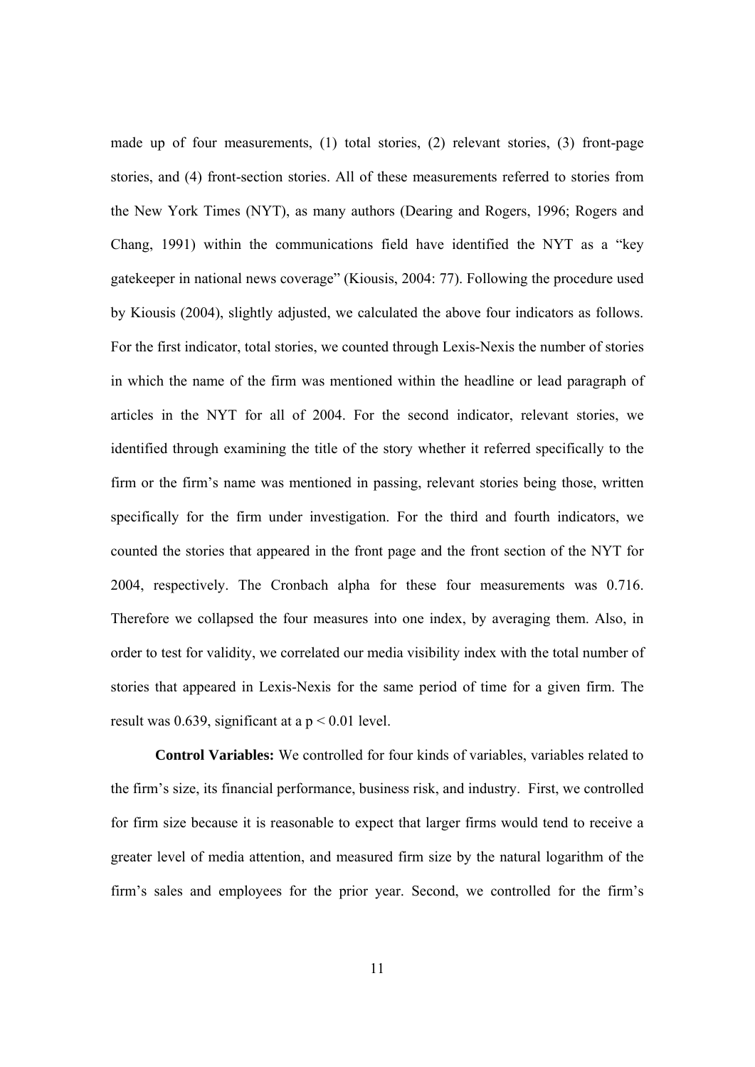made up of four measurements, (1) total stories, (2) relevant stories, (3) front-page stories, and (4) front-section stories. All of these measurements referred to stories from the New York Times (NYT), as many authors (Dearing and Rogers, 1996; Rogers and Chang, 1991) within the communications field have identified the NYT as a "key gatekeeper in national news coverage" (Kiousis, 2004: 77). Following the procedure used by Kiousis (2004), slightly adjusted, we calculated the above four indicators as follows. For the first indicator, total stories, we counted through Lexis-Nexis the number of stories in which the name of the firm was mentioned within the headline or lead paragraph of articles in the NYT for all of 2004. For the second indicator, relevant stories, we identified through examining the title of the story whether it referred specifically to the firm or the firm's name was mentioned in passing, relevant stories being those, written specifically for the firm under investigation. For the third and fourth indicators, we counted the stories that appeared in the front page and the front section of the NYT for 2004, respectively. The Cronbach alpha for these four measurements was 0.716. Therefore we collapsed the four measures into one index, by averaging them. Also, in order to test for validity, we correlated our media visibility index with the total number of stories that appeared in Lexis-Nexis for the same period of time for a given firm. The result was 0.639, significant at a $p < 0.01$ level.

**Control Variables:** We controlled for four kinds of variables, variables related to the firm's size, its financial performance, business risk, and industry. First, we controlled for firm size because it is reasonable to expect that larger firms would tend to receive a greater level of media attention, and measured firm size by the natural logarithm of the firm's sales and employees for the prior year. Second, we controlled for the firm's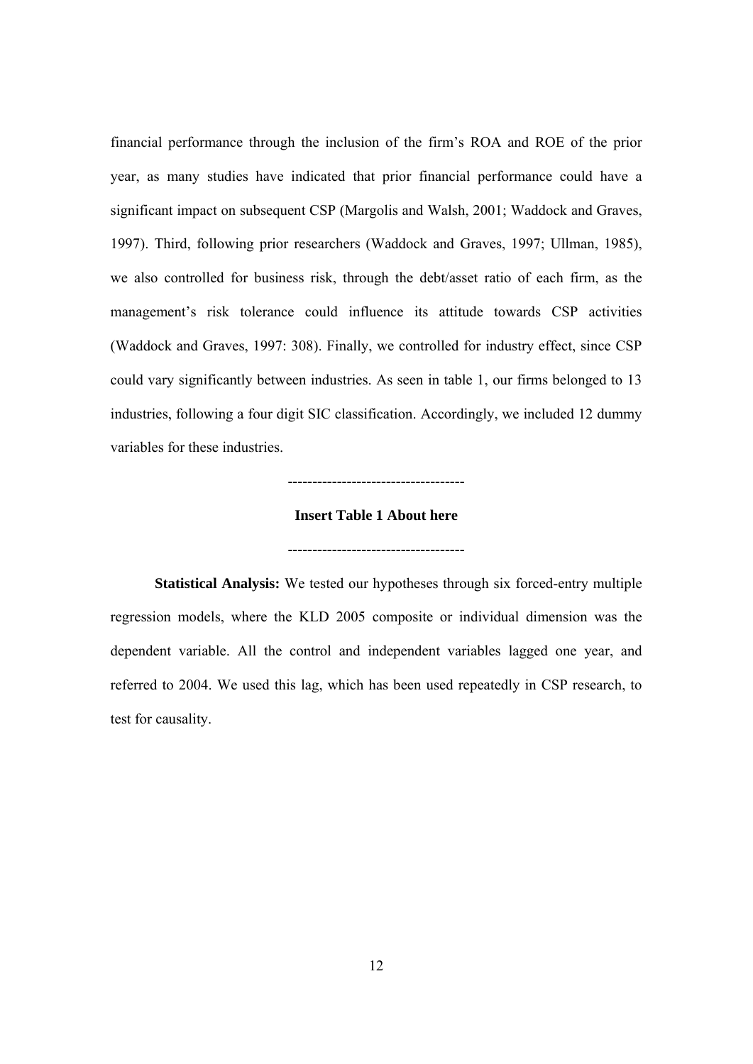financial performance through the inclusion of the firm's ROA and ROE of the prior year, as many studies have indicated that prior financial performance could have a significant impact on subsequent CSP (Margolis and Walsh, 2001; Waddock and Graves, 1997). Third, following prior researchers (Waddock and Graves, 1997; Ullman, 1985), we also controlled for business risk, through the debt/asset ratio of each firm, as the management's risk tolerance could influence its attitude towards CSP activities (Waddock and Graves, 1997: 308). Finally, we controlled for industry effect, since CSP could vary significantly between industries. As seen in table 1, our firms belonged to 13 industries, following a four digit SIC classification. Accordingly, we included 12 dummy variables for these industries.

------------------------------------

**Insert Table 1 About here**

------------------------------------

**Statistical Analysis:** We tested our hypotheses through six forced-entry multiple regression models, where the KLD 2005 composite or individual dimension was the dependent variable. All the control and independent variables lagged one year, and referred to 2004. We used this lag, which has been used repeatedly in CSP research, to test for causality.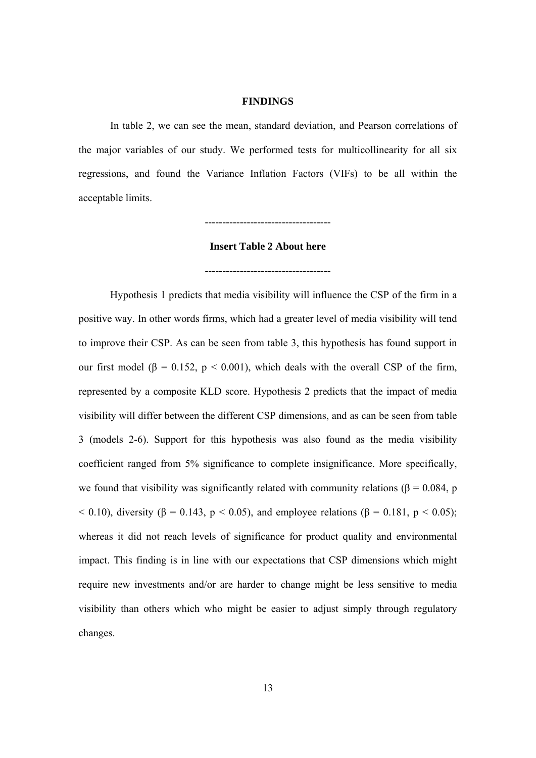## FINDINGS

In table 2, we can see the mean, standard deviation, and Pearson correlations of the major variables of our study. We performed tests for multicollinearity for all six regressions, and found the Variance Inflation Factors (VIFs) to be all within the acceptable limits.

------------------------------------

**Insert Table 2 About here**

------------------------------------

Hypothesis 1 predicts that media visibility will influence the CSP of the firm in a positive way. In other words firms, which had a greater level of media visibility will tend to improve their CSP. As can be seen from table 3, this hypothesis has found support in our first model ($\beta = 0.152$, $p < 0.001$), which deals with the overall CSP of the firm, represented by a composite KLD score. Hypothesis 2 predicts that the impact of media visibility will differ between the different CSP dimensions, and as can be seen from table 3 (models 2-6). Support for this hypothesis was also found as the media visibility coefficient ranged from 5% significance to complete insignificance. More specifically, we found that visibility was significantly related with community relations ($\beta = 0.084$, $p < 0.10$), diversity ($\beta = 0.143$, $p < 0.05$), and employee relations ($\beta = 0.181$, $p < 0.05$); whereas it did not reach levels of significance for product quality and environmental impact. This finding is in line with our expectations that CSP dimensions which might require new investments and/or are harder to change might be less sensitive to media visibility than others which who might be easier to adjust simply through regulatory changes.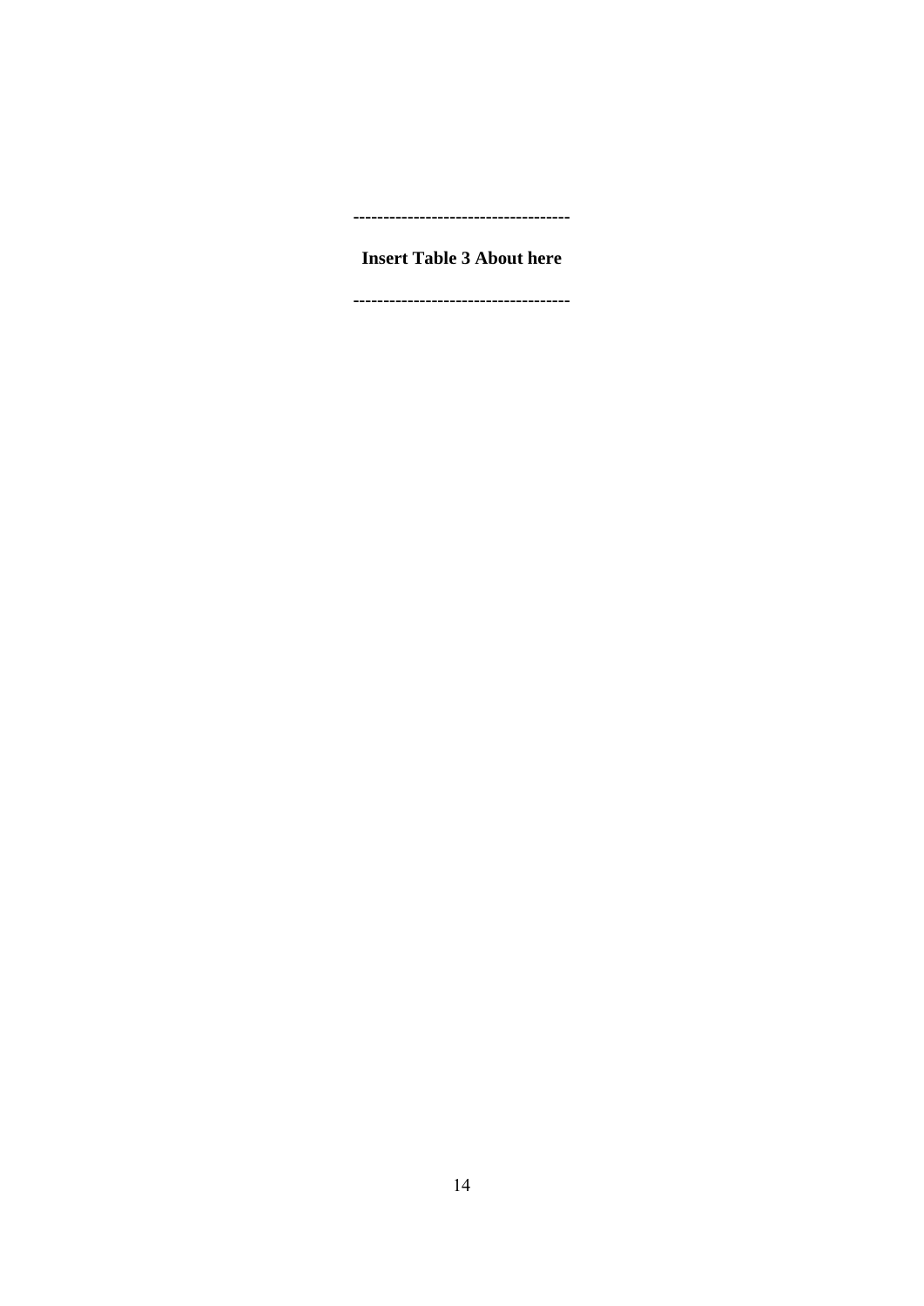-----------------------------------

**Insert Table 3 About here**

-----------------------------------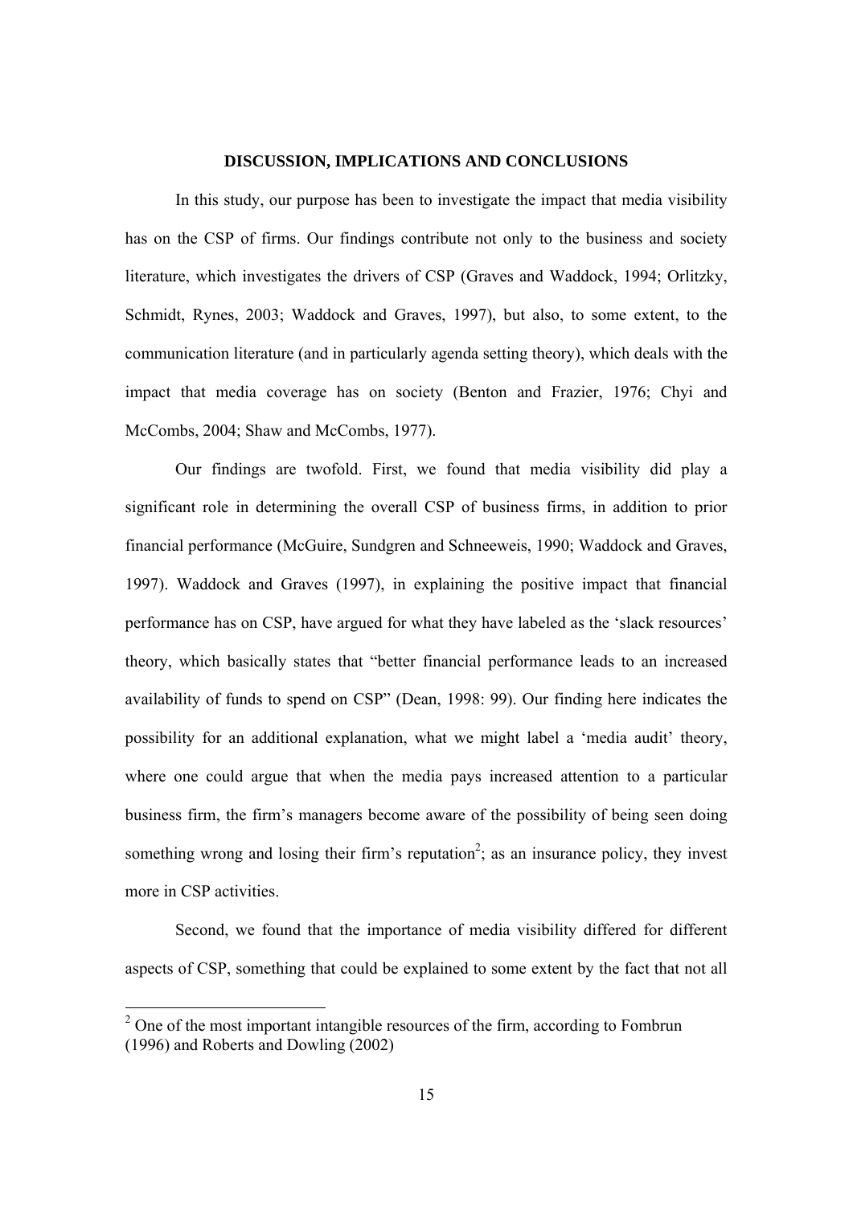## DISCUSSION, IMPLICATIONS AND CONCLUSIONS

In this study, our purpose has been to investigate the impact that media visibility has on the CSP of firms. Our findings contribute not only to the business and society literature, which investigates the drivers of CSP (Graves and Waddock, 1994; Orlitzky, Schmidt, Rynes, 2003; Waddock and Graves, 1997), but also, to some extent, to the communication literature (and in particularly agenda setting theory), which deals with the impact that media coverage has on society (Benton and Frazier, 1976; Chyi and McCombs, 2004; Shaw and McCombs, 1977).

Our findings are twofold. First, we found that media visibility did play a significant role in determining the overall CSP of business firms, in addition to prior financial performance (McGuire, Sundgren and Schneeweis, 1990; Waddock and Graves, 1997). Waddock and Graves (1997), in explaining the positive impact that financial performance has on CSP, have argued for what they have labeled as the 'slack resources' theory, which basically states that "better financial performance leads to an increased availability of funds to spend on CSP" (Dean, 1998: 99). Our finding here indicates the possibility for an additional explanation, what we might label a 'media audit' theory, where one could argue that when the media pays increased attention to a particular business firm, the firm's managers become aware of the possibility of being seen doing something wrong and losing their firm's reputation[2]; as an insurance policy, they invest more in CSP activities.

Second, we found that the importance of media visibility differed for different aspects of CSP, something that could be explained to some extent by the fact that not all

[2] One of the most important intangible resources of the firm, according to Fombrun (1996) and Roberts and Dowling (2002)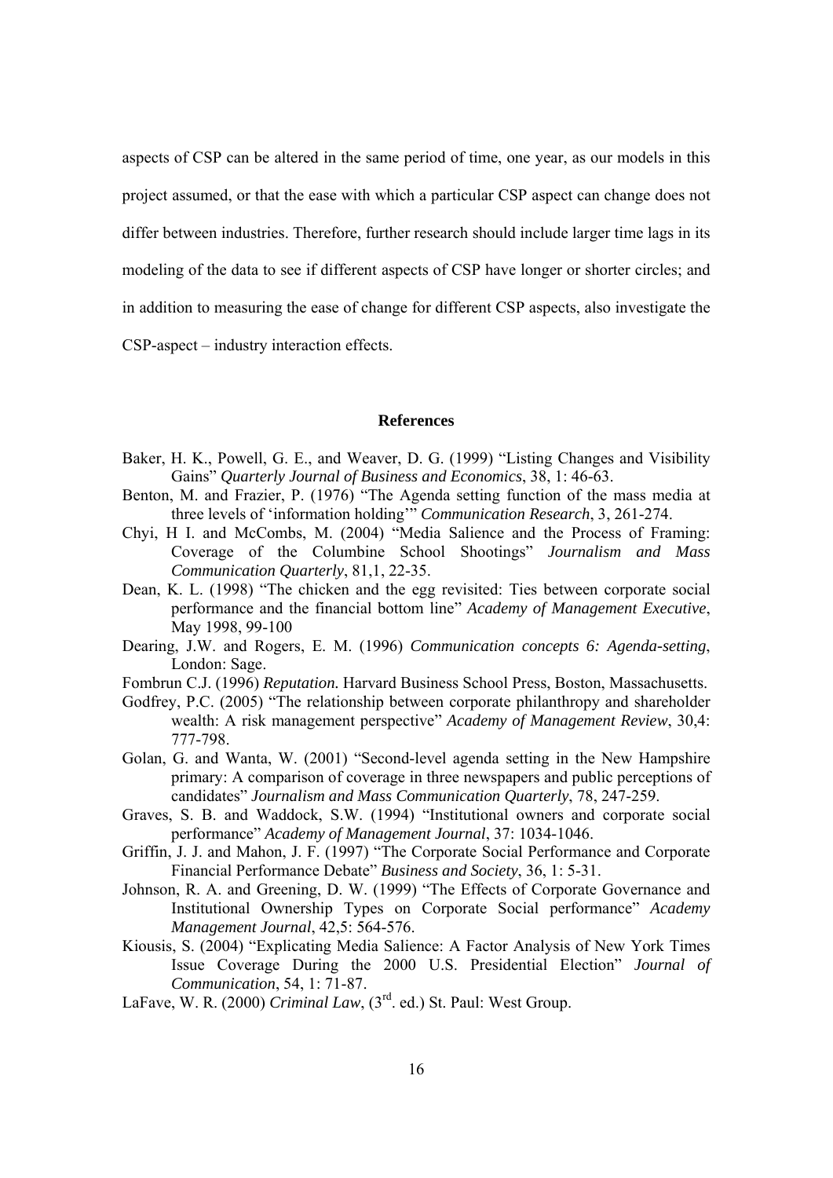aspects of CSP can be altered in the same period of time, one year, as our models in this project assumed, or that the ease with which a particular CSP aspect can change does not differ between industries. Therefore, further research should include larger time lags in its modeling of the data to see if different aspects of CSP have longer or shorter circles; and in addition to measuring the ease of change for different CSP aspects, also investigate the CSP-aspect – industry interaction effects.

## References

Baker, H. K., Powell, G. E., and Weaver, D. G. (1999) "Listing Changes and Visibility Gains" *Quarterly Journal of Business and Economics*, 38, 1: 46-63.

Benton, M. and Frazier, P. (1976) "The Agenda setting function of the mass media at three levels of 'information holding'" *Communication Research*, 3, 261-274.

Chyi, H I. and McCombs, M. (2004) "Media Salience and the Process of Framing: Coverage of the Columbine School Shootings" *Journalism and Mass Communication Quarterly*, 81,1, 22-35.

Dean, K. L. (1998) "The chicken and the egg revisited: Ties between corporate social performance and the financial bottom line" *Academy of Management Executive*, May 1998, 99-100

Dearing, J.W. and Rogers, E. M. (1996) *Communication concepts 6: Agenda-setting*, London: Sage.

Fombrun C.J. (1996) *Reputation.* Harvard Business School Press, Boston, Massachusetts.

Godfrey, P.C. (2005) "The relationship between corporate philanthropy and shareholder wealth: A risk management perspective" *Academy of Management Review*, 30,4: 777-798.

Golan, G. and Wanta, W. (2001) "Second-level agenda setting in the New Hampshire primary: A comparison of coverage in three newspapers and public perceptions of candidates" *Journalism and Mass Communication Quarterly*, 78, 247-259.

Graves, S. B. and Waddock, S.W. (1994) "Institutional owners and corporate social performance" *Academy of Management Journal*, 37: 1034-1046.

Griffin, J. J. and Mahon, J. F. (1997) "The Corporate Social Performance and Corporate Financial Performance Debate" *Business and Society*, 36, 1: 5-31.

Johnson, R. A. and Greening, D. W. (1999) "The Effects of Corporate Governance and Institutional Ownership Types on Corporate Social performance" *Academy Management Journal*, 42,5: 564-576.

Kiousis, S. (2004) "Explicating Media Salience: A Factor Analysis of New York Times Issue Coverage During the 2000 U.S. Presidential Election" *Journal of Communication*, 54, 1: 71-87.

LaFave, W. R. (2000) *Criminal Law*, (3rd. ed.) St. Paul: West Group.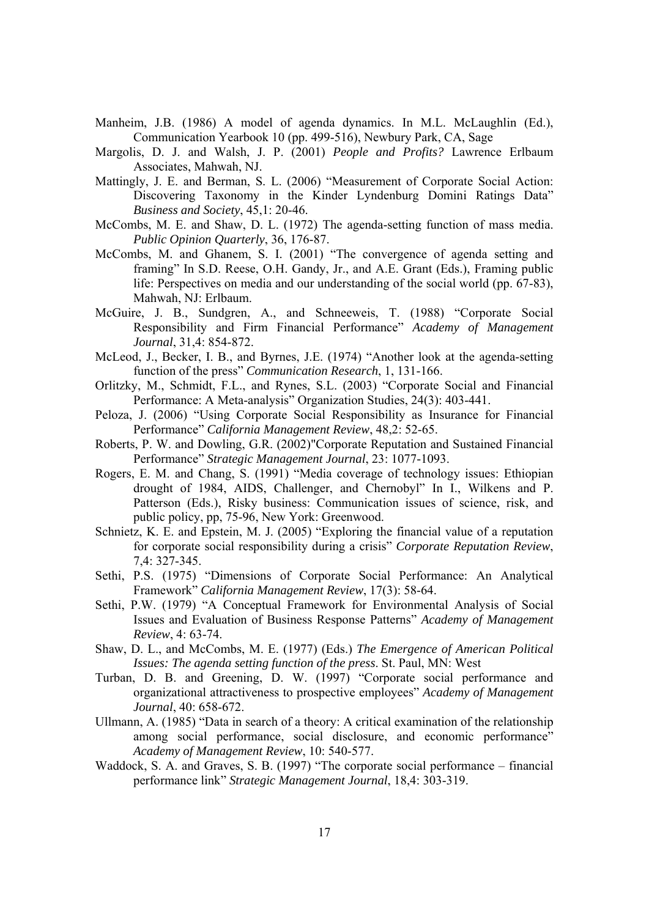Manheim, J.B. (1986) A model of agenda dynamics. In M.L. McLaughlin (Ed.), Communication Yearbook 10 (pp. 499-516), Newbury Park, CA, Sage

Margolis, D. J. and Walsh, J. P. (2001) *People and Profits?* Lawrence Erlbaum Associates, Mahwah, NJ.

Mattingly, J. E. and Berman, S. L. (2006) "Measurement of Corporate Social Action: Discovering Taxonomy in the Kinder Lyndenburg Domini Ratings Data" *Business and Society*, 45,1: 20-46.

McCombs, M. E. and Shaw, D. L. (1972) The agenda-setting function of mass media. *Public Opinion Quarterly*, 36, 176-87.

McCombs, M. and Ghanem, S. I. (2001) "The convergence of agenda setting and framing" In S.D. Reese, O.H. Gandy, Jr., and A.E. Grant (Eds.), Framing public life: Perspectives on media and our understanding of the social world (pp. 67-83), Mahwah, NJ: Erlbaum.

McGuire, J. B., Sundgren, A., and Schneeweis, T. (1988) "Corporate Social Responsibility and Firm Financial Performance" *Academy of Management Journal*, 31,4: 854-872.

McLeod, J., Becker, I. B., and Byrnes, J.E. (1974) "Another look at the agenda-setting function of the press" *Communication Research*, 1, 131-166.

Orlitzky, M., Schmidt, F.L., and Rynes, S.L. (2003) "Corporate Social and Financial Performance: A Meta-analysis" Organization Studies, 24(3): 403-441.

Peloza, J. (2006) "Using Corporate Social Responsibility as Insurance for Financial Performance" *California Management Review*, 48,2: 52-65.

Roberts, P. W. and Dowling, G.R. (2002)"Corporate Reputation and Sustained Financial Performance" *Strategic Management Journal*, 23: 1077-1093.

Rogers, E. M. and Chang, S. (1991) "Media coverage of technology issues: Ethiopian drought of 1984, AIDS, Challenger, and Chernobyl" In I., Wilkens and P. Patterson (Eds.), Risky business: Communication issues of science, risk, and public policy, pp, 75-96, New York: Greenwood.

Schnietz, K. E. and Epstein, M. J. (2005) "Exploring the financial value of a reputation for corporate social responsibility during a crisis" *Corporate Reputation Review*, 7,4: 327-345.

Sethi, P.S. (1975) "Dimensions of Corporate Social Performance: An Analytical Framework" *California Management Review*, 17(3): 58-64.

Sethi, P.W. (1979) "A Conceptual Framework for Environmental Analysis of Social Issues and Evaluation of Business Response Patterns" *Academy of Management Review*, 4: 63-74.

Shaw, D. L., and McCombs, M. E. (1977) (Eds.) *The Emergence of American Political Issues: The agenda setting function of the press*. St. Paul, MN: West

Turban, D. B. and Greening, D. W. (1997) "Corporate social performance and organizational attractiveness to prospective employees" *Academy of Management Journal*, 40: 658-672.

Ullmann, A. (1985) "Data in search of a theory: A critical examination of the relationship among social performance, social disclosure, and economic performance" *Academy of Management Review*, 10: 540-577.

Waddock, S. A. and Graves, S. B. (1997) "The corporate social performance – financial performance link" *Strategic Management Journal*, 18,4: 303-319.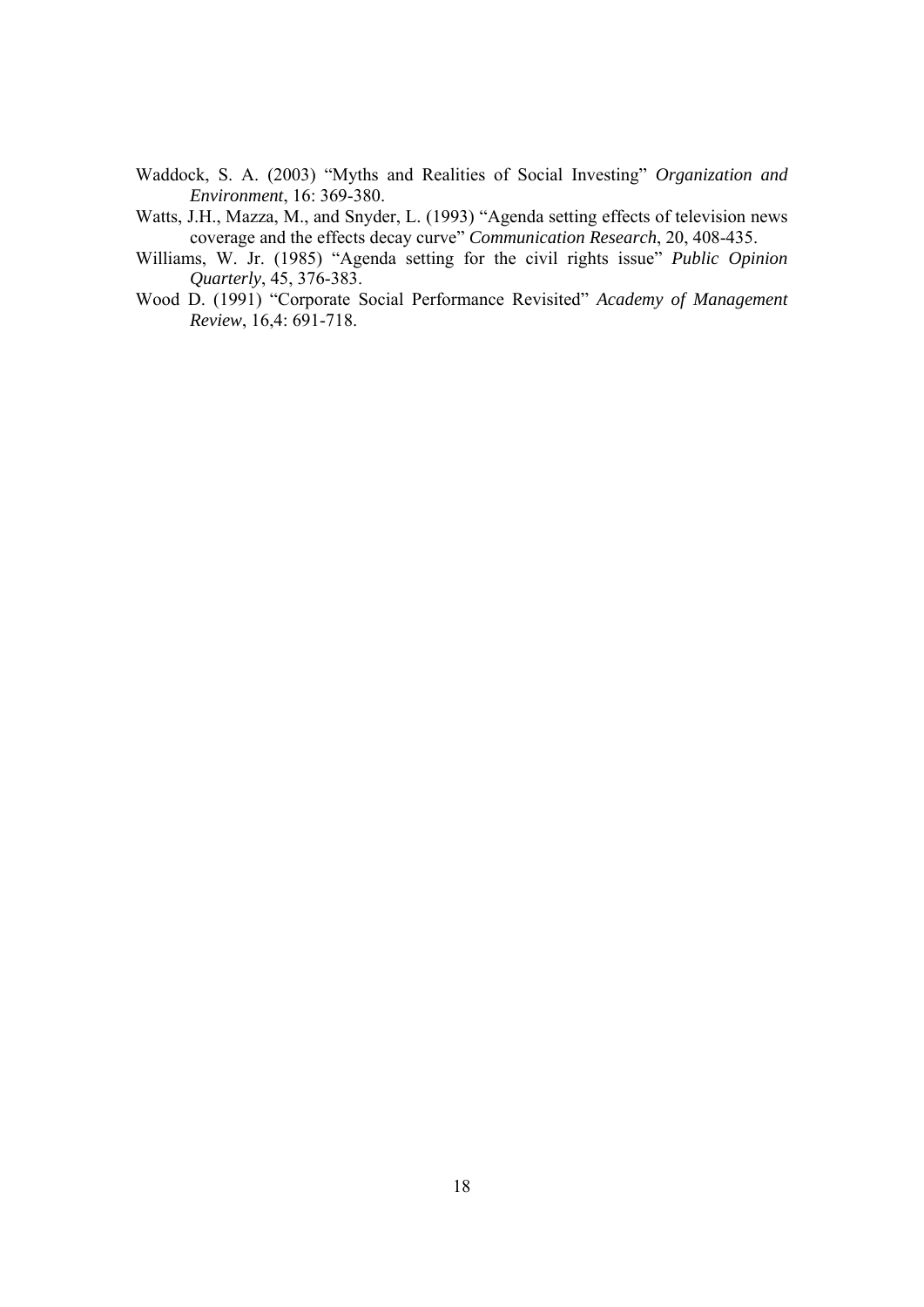Waddock, S. A. (2003) "Myths and Realities of Social Investing" *Organization and Environment*, 16: 369-380.

Watts, J.H., Mazza, M., and Snyder, L. (1993) "Agenda setting effects of television news coverage and the effects decay curve" *Communication Research*, 20, 408-435.

Williams, W. Jr. (1985) "Agenda setting for the civil rights issue" *Public Opinion Quarterly*, 45, 376-383.

Wood D. (1991) "Corporate Social Performance Revisited" *Academy of Management Review*, 16,4: 691-718.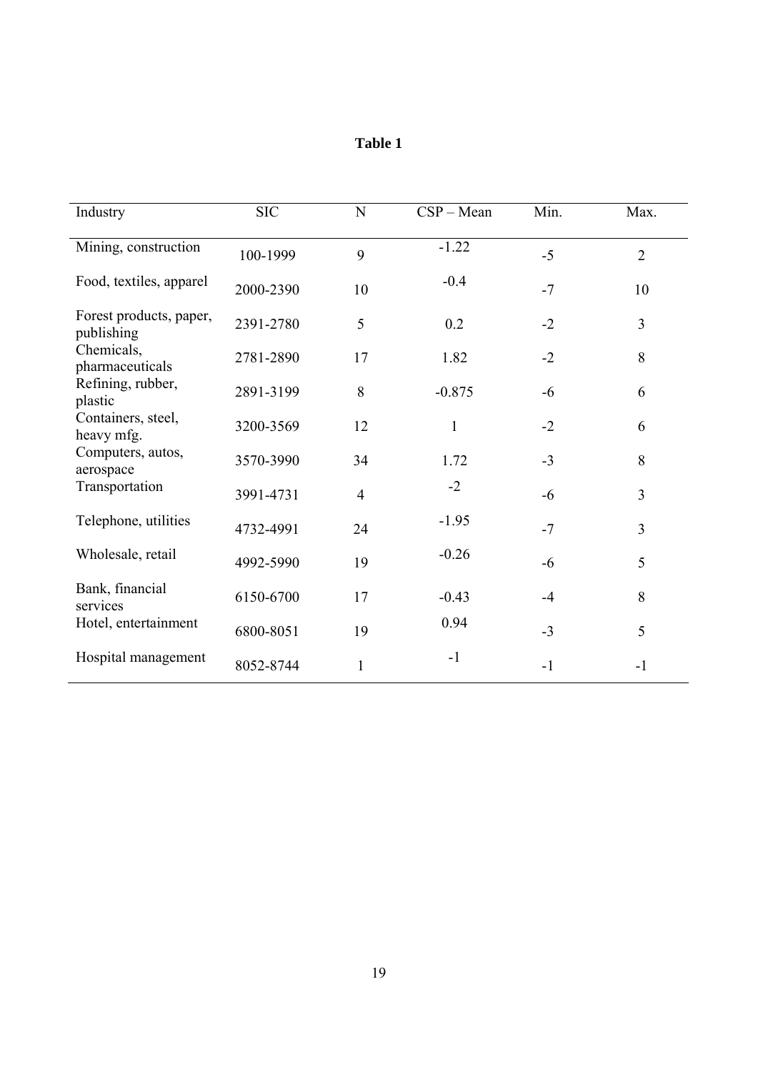**Table 1**

| Industry | SIC | N | CSP – Mean | Min. | Max. |
|---|---|---|---|---|---|
| Mining, construction | 100-1999 | 9 | -1.22 | -5 | 2 |
| Food, textiles, apparel | 2000-2390 | 10 | -0.4 | -7 | 10 |
| Forest products, paper, publishing | 2391-2780 | 5 | 0.2 | -2 | 3 |
| Chemicals, pharmaceuticals | 2781-2890 | 17 | 1.82 | -2 | 8 |
| Refining, rubber, plastic | 2891-3199 | 8 | -0.875 | -6 | 6 |
| Containers, steel, heavy mfg. | 3200-3569 | 12 | 1 | -2 | 6 |
| Computers, autos, aerospace | 3570-3990 | 34 | 1.72 | -3 | 8 |
| Transportation | 3991-4731 | 4 | -2 | -6 | 3 |
| Telephone, utilities | 4732-4991 | 24 | -1.95 | -7 | 3 |
| Wholesale, retail | 4992-5990 | 19 | -0.26 | -6 | 5 |
| Bank, financial services | 6150-6700 | 17 | -0.43 | -4 | 8 |
| Hotel, entertainment | 6800-8051 | 19 | 0.94 | -3 | 5 |
| Hospital management | 8052-8744 | 1 | -1 | -1 | -1 |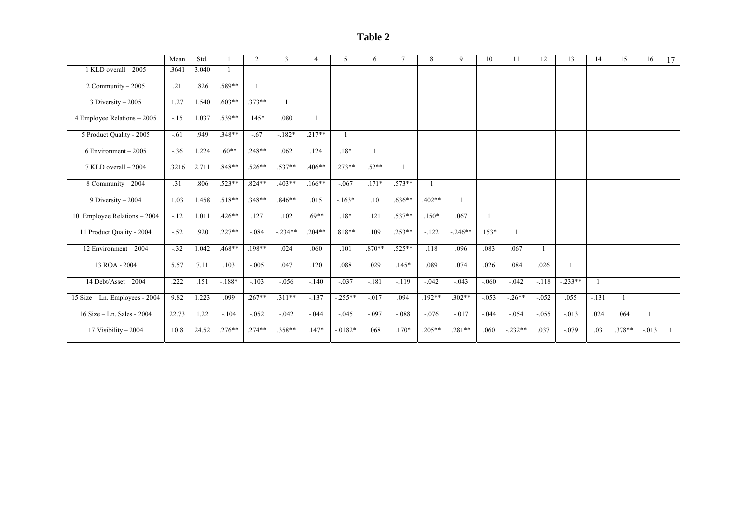# Table 2

| | Mean | Std. | 1 | 2 | 3 | 4 | 5 | 6 | 7 | 8 | 9 | 10 | 11 | 12 | 13 | 14 | 15 | 16 | 17 |
|---|---|---|---|---|---|---|---|---|---|---|---|---|---|---|---|---|---|---|---|
| 1 KLD overall – 2005 | .3641 | 3.040 | 1 | | | | | | | | | | | | | | | | |
| 2 Community – 2005 | .21 | .826 | .589** | 1 | | | | | | | | | | | | | | | |
| 3 Diversity – 2005 | 1.27 | 1.540 | .603** | .373** | 1 | | | | | | | | | | | | | | |
| 4 Employee Relations – 2005 | -.15 | 1.037 | .539** | .145* | .080 | 1 | | | | | | | | | | | | | |
| 5 Product Quality - 2005 | -.61 | .949 | .348** | -.67 | -.182* | .217** | 1 | | | | | | | | | | | | |
| 6 Environment – 2005 | -.36 | 1.224 | .60** | .248** | .062 | .124 | .18* | 1 | | | | | | | | | | | |
| 7 KLD overall – 2004 | .3216 | 2.711 | .848** | .526** | .537** | .406** | .273** | .52** | 1 | | | | | | | | | | |
| 8 Community – 2004 | .31 | .806 | .523** | .824** | .403** | .166** | -.067 | .171* | .573** | 1 | | | | | | | | | |
| 9 Diversity – 2004 | 1.03 | 1.458 | .518** | .348** | .846** | .015 | -.163* | .10 | .636** | .402** | 1 | | | | | | | | |
| 10 Employee Relations – 2004 | -.12 | 1.011 | .426** | .127 | .102 | .69** | .18* | .121 | .537** | .150* | .067 | 1 | | | | | | | |
| 11 Product Quality - 2004 | -.52 | .920 | .227** | -.084 | -.234** | .204** | .818** | .109 | .253** | -.122 | -.246** | .153* | 1 | | | | | | |
| 12 Environment – 2004 | -.32 | 1.042 | .468** | .198** | .024 | .060 | .101 | .870** | .525** | .118 | .096 | .083 | .067 | 1 | | | | | |
| 13 ROA - 2004 | 5.57 | 7.11 | .103 | -.005 | .047 | .120 | .088 | .029 | .145* | .089 | .074 | .026 | .084 | .026 | 1 | | | | |
| 14 Debt/Asset – 2004 | .222 | .151 | -.188* | -.103 | -.056 | -.140 | -.037 | -.181 | -.119 | -.042 | -.043 | -.060 | -.042 | -.118 | -.233** | 1 | | | |
| 15 Size – Ln. Employees - 2004 | 9.82 | 1.223 | .099 | .267** | .311** | -.137 | -.255** | -.017 | .094 | .192** | .302** | -.053 | -.26** | -.052 | .055 | -.131 | 1 | | |
| 16 Size – Ln. Sales - 2004 | 22.73 | 1.22 | -.104 | -.052 | -.042 | -.044 | -.045 | -.097 | -.088 | -.076 | -.017 | -.044 | -.054 | -.055 | -.013 | .024 | .064 | 1 | |
| 17 Visibility – 2004 | 10.8 | 24.52 | .276** | .274** | .358** | .147* | -.0182* | .068 | .170* | .205** | .281** | .060 | -.232** | .037 | -.079 | .03 | .378** | -.013 | 1 |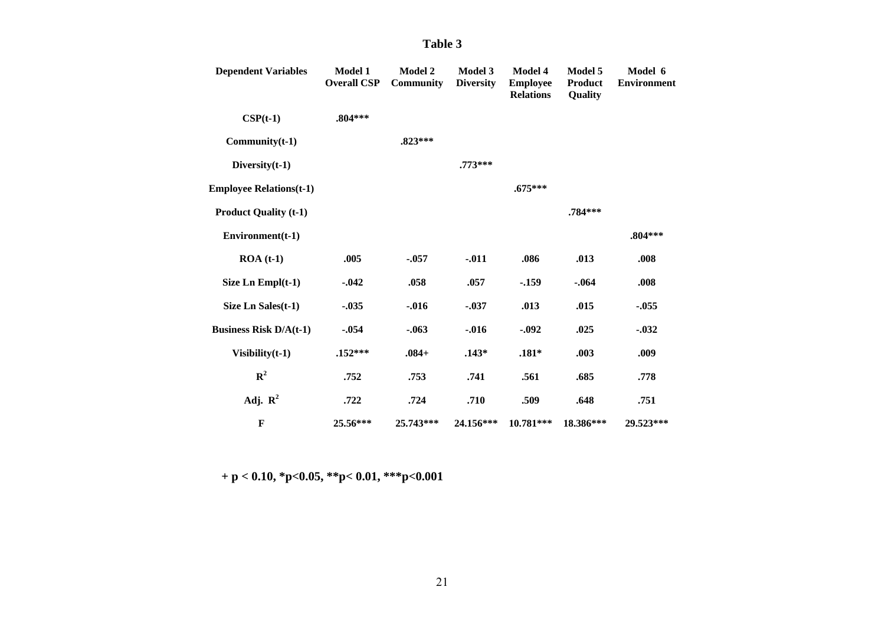## Table 3

| Dependent Variables | Model 1 Overall CSP | Model 2 Community | Model 3 Diversity | Model 4 Employee Relations | Model 5 Product Quality | Model 6 Environment |
|---|---|---|---|---|---|---|
| **CSP(t-1)** | .804*** | | | | | |
| **Community(t-1)** | | .823*** | | | | |
| **Diversity(t-1)** | | | .773*** | | | |
| **Employee Relations(t-1)** | | | | .675*** | | |
| **Product Quality (t-1)** | | | | | .784*** | |
| **Environment(t-1)** | | | | | | .804*** |
| **ROA (t-1)** | .005 | -.057 | -.011 | .086 | .013 | .008 |
| **Size Ln Empl(t-1)** | -.042 | .058 | .057 | -.159 | -.064 | .008 |
| **Size Ln Sales(t-1)** | -.035 | -.016 | -.037 | .013 | .015 | -.055 |
| **Business Risk D/A(t-1)** | -.054 | -.063 | -.016 | -.092 | .025 | -.032 |
| **Visibility(t-1)** | .152*** | .084+ | .143* | .181* | .003 | .009 |
| $R^2$ | .752 | .753 | .741 | .561 | .685 | .778 |
| Adj. $R^2$ | .722 | .724 | .710 | .509 | .648 | .751 |
| **F** | 25.56*** | 25.743*** | 24.156*** | 10.781*** | 18.386*** | 29.523*** |

**+ p < 0.10, *p<0.05, **p< 0.01, ***p<0.001**